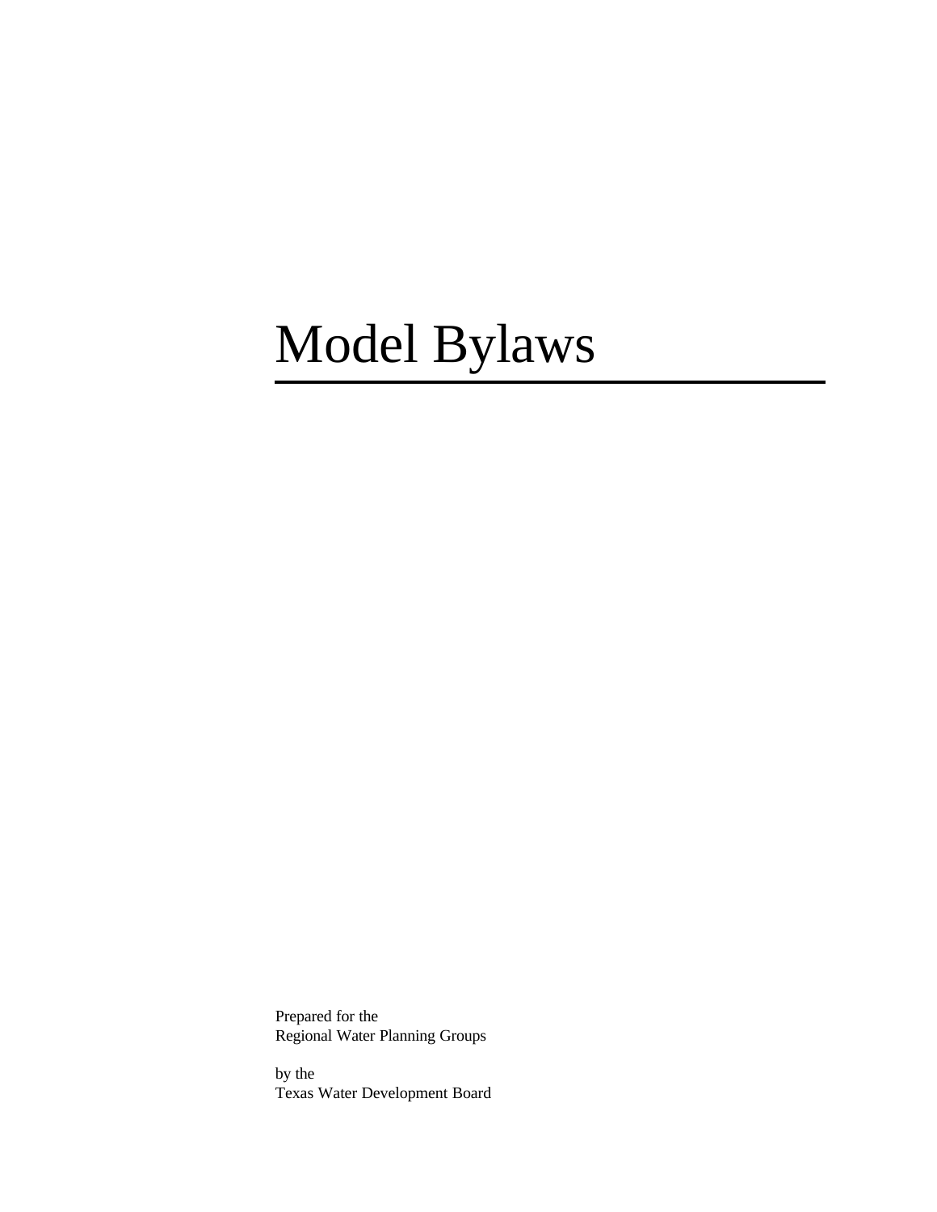# Model Bylaws

Prepared for the
Regional Water Planning Groups

by the
Texas Water Development Board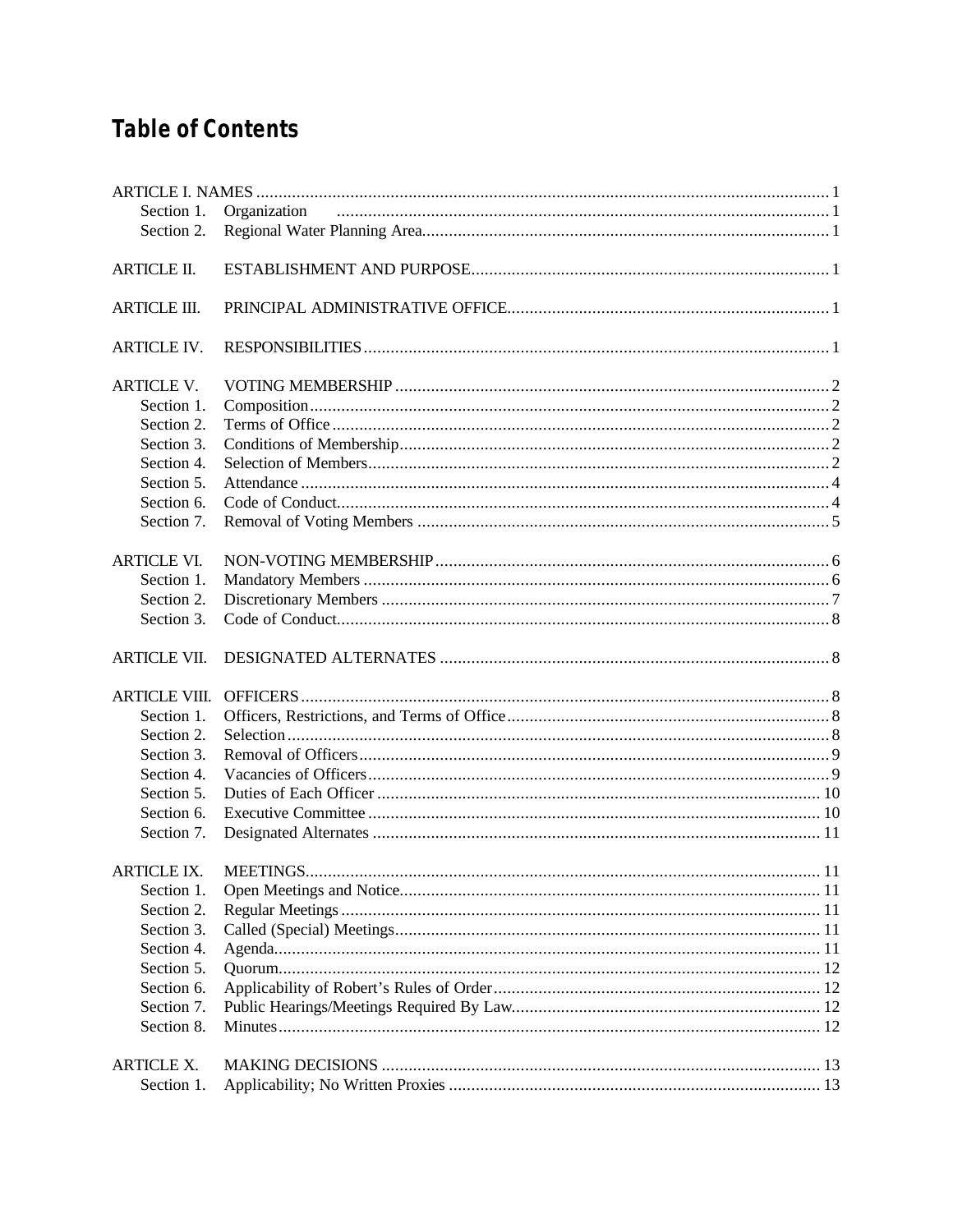# Table of Contents

| | | |
|---|---|---|
| ARTICLE I. NAMES | | 1 |
| Section 1. | Organization | 1 |
| Section 2. | Regional Water Planning Area | 1 |
| ARTICLE II. | ESTABLISHMENT AND PURPOSE | 1 |
| ARTICLE III. | PRINCIPAL ADMINISTRATIVE OFFICE | 1 |
| ARTICLE IV. | RESPONSIBILITIES | 1 |
| ARTICLE V. | VOTING MEMBERSHIP | 2 |
| Section 1. | Composition | 2 |
| Section 2. | Terms of Office | 2 |
| Section 3. | Conditions of Membership | 2 |
| Section 4. | Selection of Members | 2 |
| Section 5. | Attendance | 4 |
| Section 6. | Code of Conduct | 4 |
| Section 7. | Removal of Voting Members | 5 |
| ARTICLE VI. | NON-VOTING MEMBERSHIP | 6 |
| Section 1. | Mandatory Members | 6 |
| Section 2. | Discretionary Members | 7 |
| Section 3. | Code of Conduct | 8 |
| ARTICLE VII. | DESIGNATED ALTERNATES | 8 |
| ARTICLE VIII. | OFFICERS | 8 |
| Section 1. | Officers, Restrictions, and Terms of Office | 8 |
| Section 2. | Selection | 8 |
| Section 3. | Removal of Officers | 9 |
| Section 4. | Vacancies of Officers | 9 |
| Section 5. | Duties of Each Officer | 10 |
| Section 6. | Executive Committee | 10 |
| Section 7. | Designated Alternates | 11 |
| ARTICLE IX. | MEETINGS | 11 |
| Section 1. | Open Meetings and Notice | 11 |
| Section 2. | Regular Meetings | 11 |
| Section 3. | Called (Special) Meetings | 11 |
| Section 4. | Agenda | 11 |
| Section 5. | Quorum | 12 |
| Section 6. | Applicability of Robert's Rules of Order | 12 |
| Section 7. | Public Hearings/Meetings Required By Law | 12 |
| Section 8. | Minutes | 12 |
| ARTICLE X. | MAKING DECISIONS | 13 |
| Section 1. | Applicability; No Written Proxies | 13 |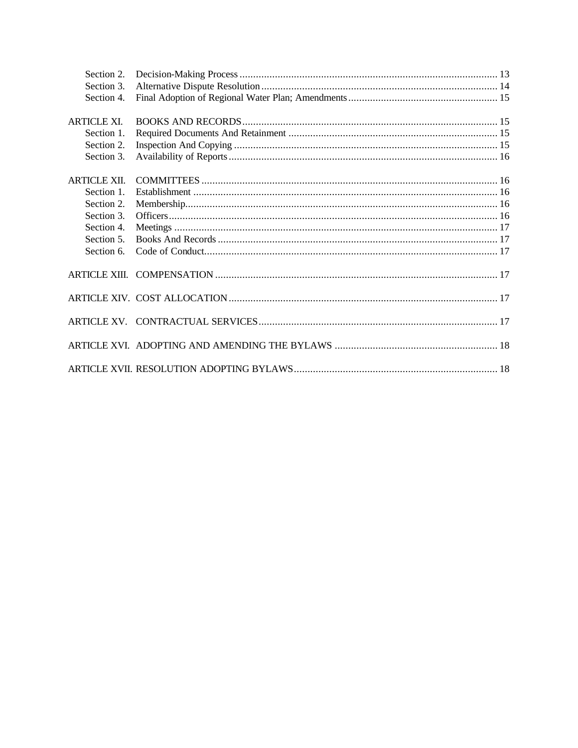| | | |
|---|---|---|
| Section 2. | Decision-Making Process | 13 |
| Section 3. | Alternative Dispute Resolution | 14 |
| Section 4. | Final Adoption of Regional Water Plan; Amendments | 15 |
| ARTICLE XI. | BOOKS AND RECORDS | 15 |
| Section 1. | Required Documents And Retainment | 15 |
| Section 2. | Inspection And Copying | 15 |
| Section 3. | Availability of Reports | 16 |
| ARTICLE XII. | COMMITTEES | 16 |
| Section 1. | Establishment | 16 |
| Section 2. | Membership | 16 |
| Section 3. | Officers | 16 |
| Section 4. | Meetings | 17 |
| Section 5. | Books And Records | 17 |
| Section 6. | Code of Conduct | 17 |
| ARTICLE XIII. | COMPENSATION | 17 |
| ARTICLE XIV. | COST ALLOCATION | 17 |
| ARTICLE XV. | CONTRACTUAL SERVICES | 17 |
| ARTICLE XVI. | ADOPTING AND AMENDING THE BYLAWS | 18 |
| ARTICLE XVII. | RESOLUTION ADOPTING BYLAWS | 18 |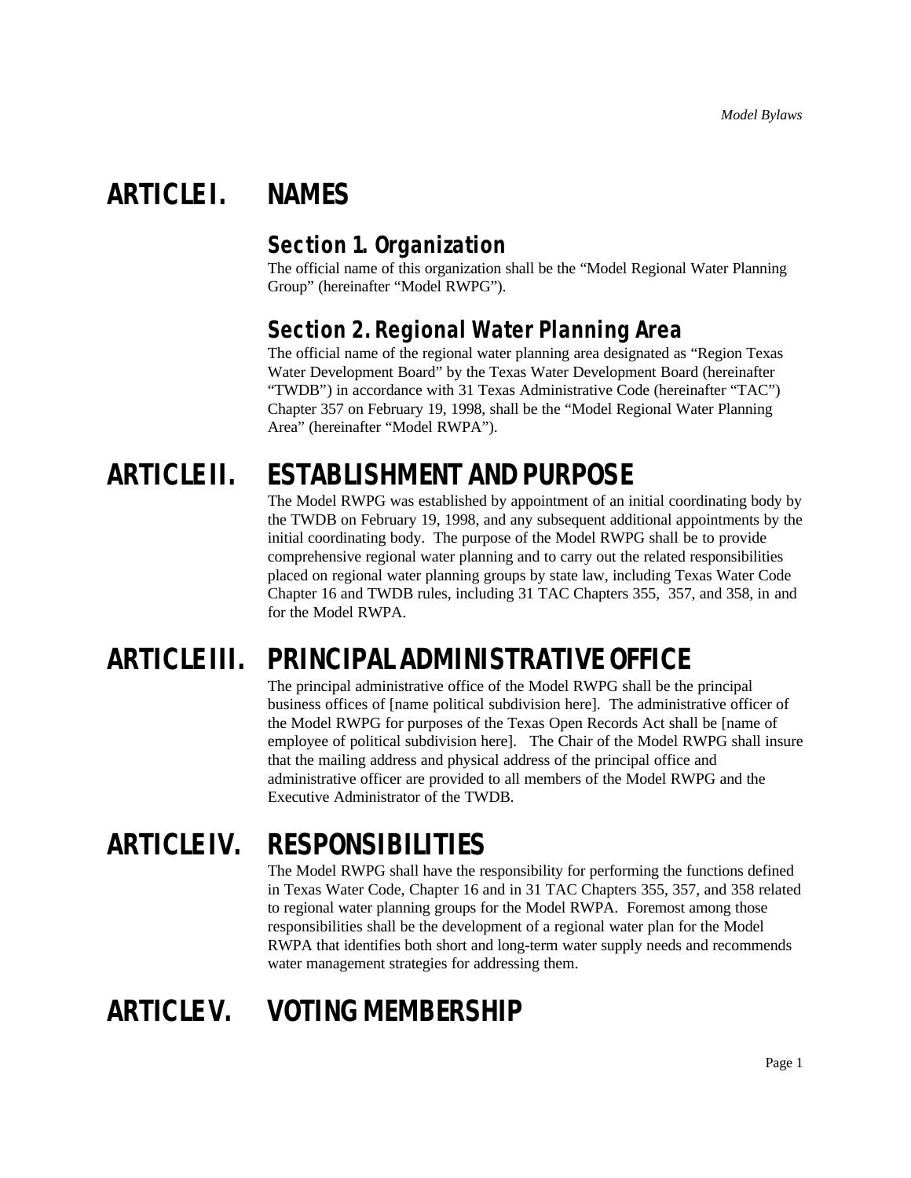# ARTICLE I. NAMES

## Section 1. Organization

The official name of this organization shall be the "Model Regional Water Planning Group" (hereinafter "Model RWPG").

## Section 2. Regional Water Planning Area

The official name of the regional water planning area designated as "Region Texas Water Development Board" by the Texas Water Development Board (hereinafter "TWDB") in accordance with 31 Texas Administrative Code (hereinafter "TAC") Chapter 357 on February 19, 1998, shall be the "Model Regional Water Planning Area" (hereinafter "Model RWPA").

# ARTICLE II. ESTABLISHMENT AND PURPOSE

The Model RWPG was established by appointment of an initial coordinating body by the TWDB on February 19, 1998, and any subsequent additional appointments by the initial coordinating body. The purpose of the Model RWPG shall be to provide comprehensive regional water planning and to carry out the related responsibilities placed on regional water planning groups by state law, including Texas Water Code Chapter 16 and TWDB rules, including 31 TAC Chapters 355, 357, and 358, in and for the Model RWPA.

# ARTICLE III. PRINCIPAL ADMINISTRATIVE OFFICE

The principal administrative office of the Model RWPG shall be the principal business offices of [name political subdivision here]. The administrative officer of the Model RWPG for purposes of the Texas Open Records Act shall be [name of employee of political subdivision here]. The Chair of the Model RWPG shall insure that the mailing address and physical address of the principal office and administrative officer are provided to all members of the Model RWPG and the Executive Administrator of the TWDB.

# ARTICLE IV. RESPONSIBILITIES

The Model RWPG shall have the responsibility for performing the functions defined in Texas Water Code, Chapter 16 and in 31 TAC Chapters 355, 357, and 358 related to regional water planning groups for the Model RWPA. Foremost among those responsibilities shall be the development of a regional water plan for the Model RWPA that identifies both short and long-term water supply needs and recommends water management strategies for addressing them.

# ARTICLE V. VOTING MEMBERSHIP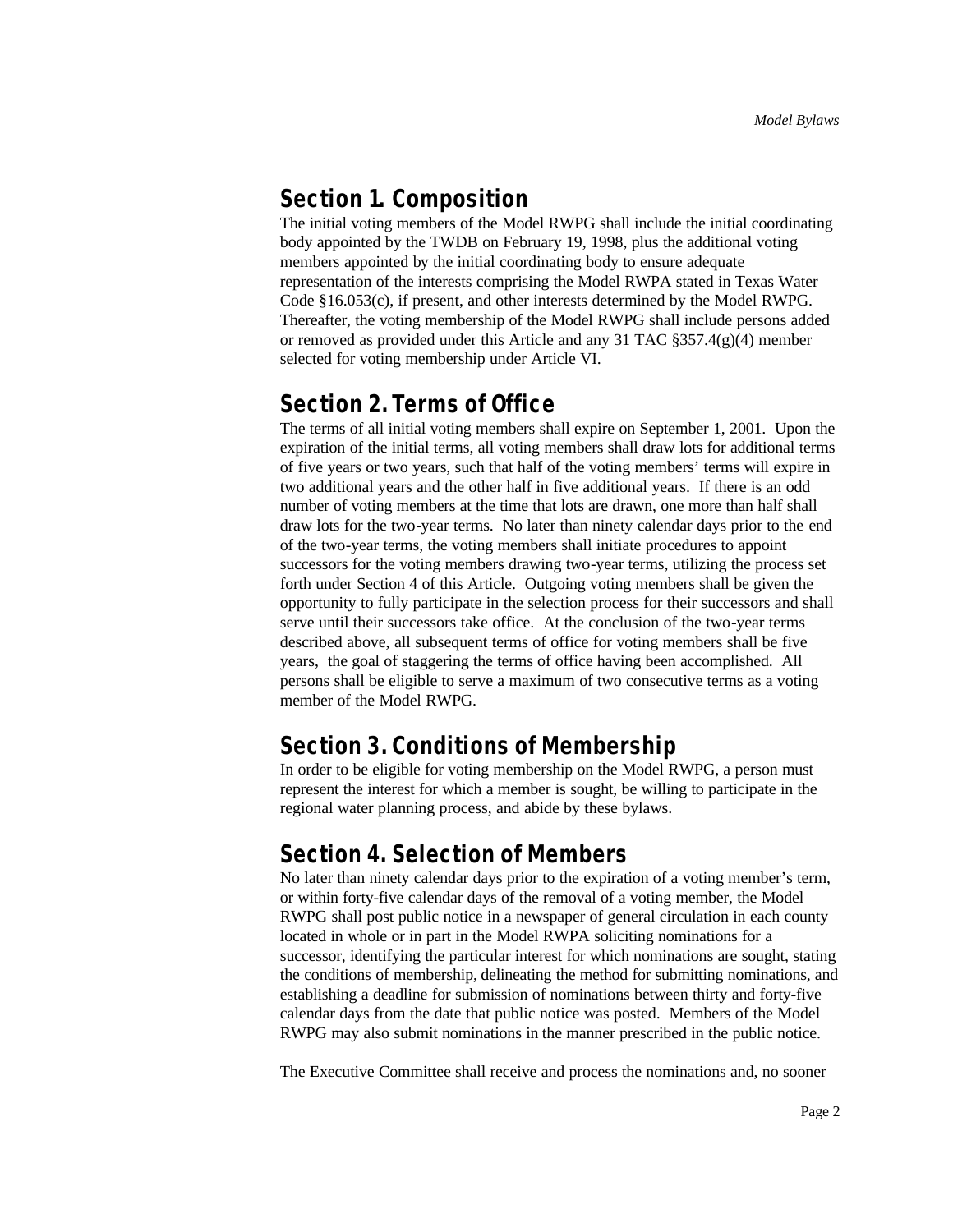## Section 1. Composition

The initial voting members of the Model RWPG shall include the initial coordinating body appointed by the TWDB on February 19, 1998, plus the additional voting members appointed by the initial coordinating body to ensure adequate representation of the interests comprising the Model RWPA stated in Texas Water Code §16.053(c), if present, and other interests determined by the Model RWPG. Thereafter, the voting membership of the Model RWPG shall include persons added or removed as provided under this Article and any 31 TAC §357.4(g)(4) member selected for voting membership under Article VI.

## Section 2. Terms of Office

The terms of all initial voting members shall expire on September 1, 2001. Upon the expiration of the initial terms, all voting members shall draw lots for additional terms of five years or two years, such that half of the voting members' terms will expire in two additional years and the other half in five additional years. If there is an odd number of voting members at the time that lots are drawn, one more than half shall draw lots for the two-year terms. No later than ninety calendar days prior to the end of the two-year terms, the voting members shall initiate procedures to appoint successors for the voting members drawing two-year terms, utilizing the process set forth under Section 4 of this Article. Outgoing voting members shall be given the opportunity to fully participate in the selection process for their successors and shall serve until their successors take office. At the conclusion of the two-year terms described above, all subsequent terms of office for voting members shall be five years, the goal of staggering the terms of office having been accomplished. All persons shall be eligible to serve a maximum of two consecutive terms as a voting member of the Model RWPG.

## Section 3. Conditions of Membership

In order to be eligible for voting membership on the Model RWPG, a person must represent the interest for which a member is sought, be willing to participate in the regional water planning process, and abide by these bylaws.

## Section 4. Selection of Members

No later than ninety calendar days prior to the expiration of a voting member's term, or within forty-five calendar days of the removal of a voting member, the Model RWPG shall post public notice in a newspaper of general circulation in each county located in whole or in part in the Model RWPA soliciting nominations for a successor, identifying the particular interest for which nominations are sought, stating the conditions of membership, delineating the method for submitting nominations, and establishing a deadline for submission of nominations between thirty and forty-five calendar days from the date that public notice was posted. Members of the Model RWPG may also submit nominations in the manner prescribed in the public notice.

The Executive Committee shall receive and process the nominations and, no sooner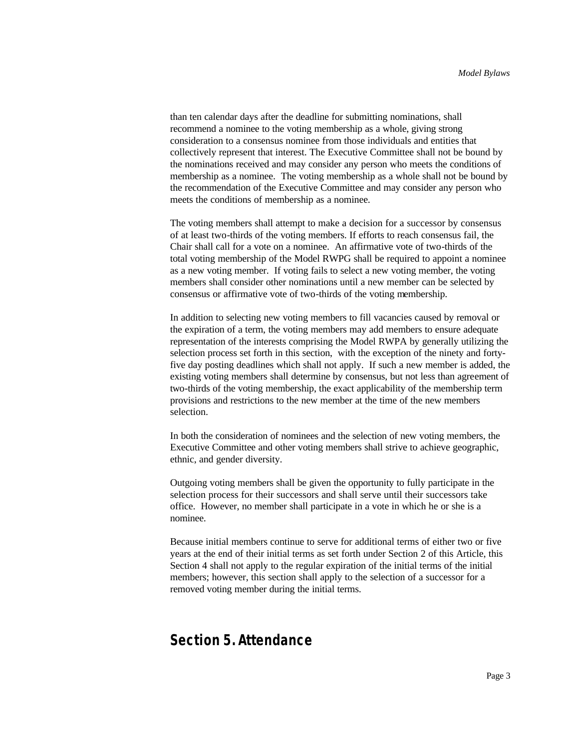than ten calendar days after the deadline for submitting nominations, shall recommend a nominee to the voting membership as a whole, giving strong consideration to a consensus nominee from those individuals and entities that collectively represent that interest. The Executive Committee shall not be bound by the nominations received and may consider any person who meets the conditions of membership as a nominee. The voting membership as a whole shall not be bound by the recommendation of the Executive Committee and may consider any person who meets the conditions of membership as a nominee.

The voting members shall attempt to make a decision for a successor by consensus of at least two-thirds of the voting members. If efforts to reach consensus fail, the Chair shall call for a vote on a nominee. An affirmative vote of two-thirds of the total voting membership of the Model RWPG shall be required to appoint a nominee as a new voting member. If voting fails to select a new voting member, the voting members shall consider other nominations until a new member can be selected by consensus or affirmative vote of two-thirds of the voting membership.

In addition to selecting new voting members to fill vacancies caused by removal or the expiration of a term, the voting members may add members to ensure adequate representation of the interests comprising the Model RWPA by generally utilizing the selection process set forth in this section, with the exception of the ninety and forty-five day posting deadlines which shall not apply. If such a new member is added, the existing voting members shall determine by consensus, but not less than agreement of two-thirds of the voting membership, the exact applicability of the membership term provisions and restrictions to the new member at the time of the new members selection.

In both the consideration of nominees and the selection of new voting members, the Executive Committee and other voting members shall strive to achieve geographic, ethnic, and gender diversity.

Outgoing voting members shall be given the opportunity to fully participate in the selection process for their successors and shall serve until their successors take office. However, no member shall participate in a vote in which he or she is a nominee.

Because initial members continue to serve for additional terms of either two or five years at the end of their initial terms as set forth under Section 2 of this Article, this Section 4 shall not apply to the regular expiration of the initial terms of the initial members; however, this section shall apply to the selection of a successor for a removed voting member during the initial terms.

## Section 5. Attendance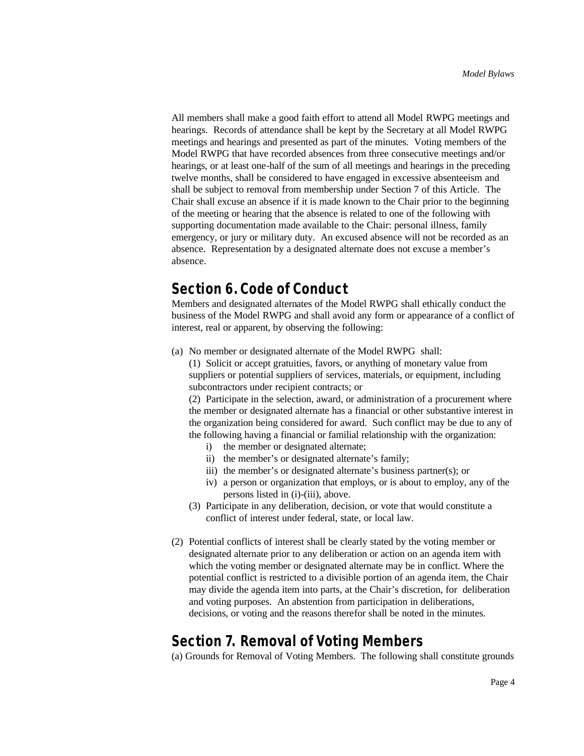All members shall make a good faith effort to attend all Model RWPG meetings and hearings. Records of attendance shall be kept by the Secretary at all Model RWPG meetings and hearings and presented as part of the minutes. Voting members of the Model RWPG that have recorded absences from three consecutive meetings and/or hearings, or at least one-half of the sum of all meetings and hearings in the preceding twelve months, shall be considered to have engaged in excessive absenteeism and shall be subject to removal from membership under Section 7 of this Article. The Chair shall excuse an absence if it is made known to the Chair prior to the beginning of the meeting or hearing that the absence is related to one of the following with supporting documentation made available to the Chair: personal illness, family emergency, or jury or military duty. An excused absence will not be recorded as an absence. Representation by a designated alternate does not excuse a member's absence.

## Section 6. Code of Conduct

Members and designated alternates of the Model RWPG shall ethically conduct the business of the Model RWPG and shall avoid any form or appearance of a conflict of interest, real or apparent, by observing the following:

(a) No member or designated alternate of the Model RWPG shall:

(1) Solicit or accept gratuities, favors, or anything of monetary value from suppliers or potential suppliers of services, materials, or equipment, including subcontractors under recipient contracts; or

(2) Participate in the selection, award, or administration of a procurement where the member or designated alternate has a financial or other substantive interest in the organization being considered for award. Such conflict may be due to any of the following having a financial or familial relationship with the organization:

   i) the member or designated alternate;
   ii) the member's or designated alternate's family;
   iii) the member's or designated alternate's business partner(s); or
   iv) a person or organization that employs, or is about to employ, any of the persons listed in (i)-(iii), above.

(3) Participate in any deliberation, decision, or vote that would constitute a conflict of interest under federal, state, or local law.

(2) Potential conflicts of interest shall be clearly stated by the voting member or designated alternate prior to any deliberation or action on an agenda item with which the voting member or designated alternate may be in conflict. Where the potential conflict is restricted to a divisible portion of an agenda item, the Chair may divide the agenda item into parts, at the Chair's discretion, for deliberation and voting purposes. An abstention from participation in deliberations, decisions, or voting and the reasons therefor shall be noted in the minutes.

## Section 7. Removal of Voting Members

(a) Grounds for Removal of Voting Members. The following shall constitute grounds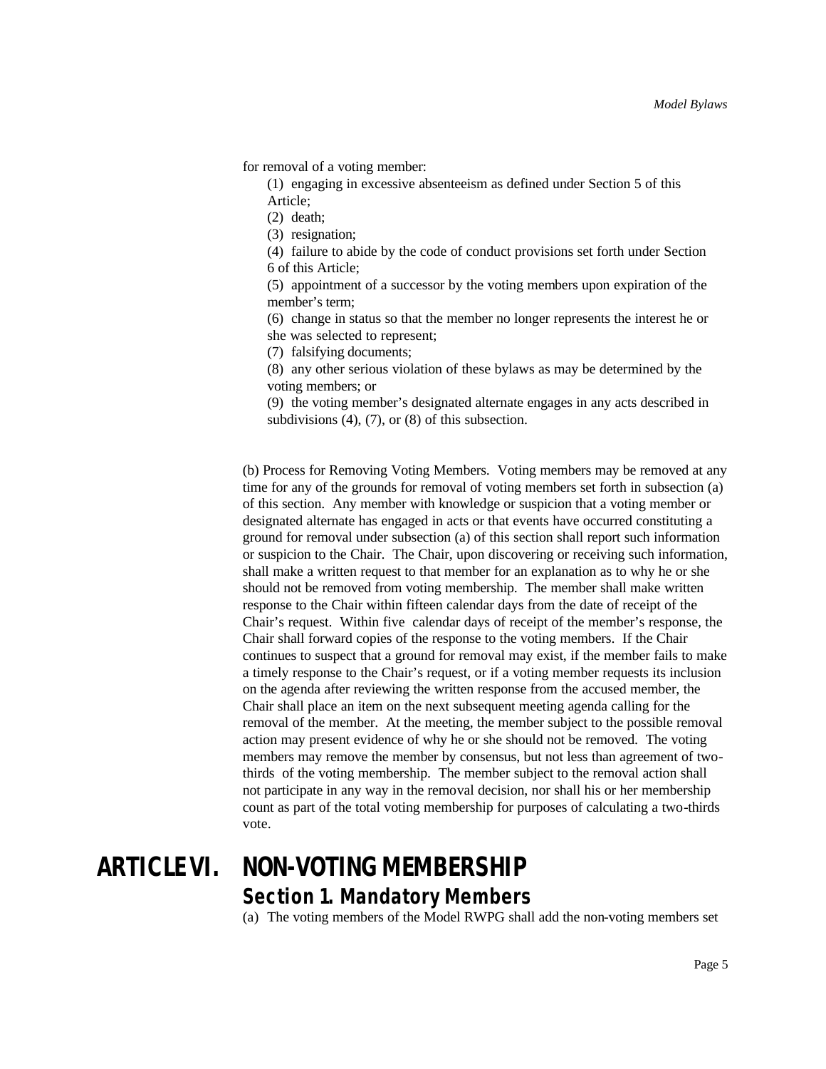for removal of a voting member:

(1) engaging in excessive absenteeism as defined under Section 5 of this Article;

(2) death;

(3) resignation;

(4) failure to abide by the code of conduct provisions set forth under Section 6 of this Article;

(5) appointment of a successor by the voting members upon expiration of the member's term;

(6) change in status so that the member no longer represents the interest he or she was selected to represent;

(7) falsifying documents;

(8) any other serious violation of these bylaws as may be determined by the voting members; or

(9) the voting member's designated alternate engages in any acts described in subdivisions (4), (7), or (8) of this subsection.

(b) Process for Removing Voting Members. Voting members may be removed at any time for any of the grounds for removal of voting members set forth in subsection (a) of this section. Any member with knowledge or suspicion that a voting member or designated alternate has engaged in acts or that events have occurred constituting a ground for removal under subsection (a) of this section shall report such information or suspicion to the Chair. The Chair, upon discovering or receiving such information, shall make a written request to that member for an explanation as to why he or she should not be removed from voting membership. The member shall make written response to the Chair within fifteen calendar days from the date of receipt of the Chair's request. Within five calendar days of receipt of the member's response, the Chair shall forward copies of the response to the voting members. If the Chair continues to suspect that a ground for removal may exist, if the member fails to make a timely response to the Chair's request, or if a voting member requests its inclusion on the agenda after reviewing the written response from the accused member, the Chair shall place an item on the next subsequent meeting agenda calling for the removal of the member. At the meeting, the member subject to the possible removal action may present evidence of why he or she should not be removed. The voting members may remove the member by consensus, but not less than agreement of two-thirds of the voting membership. The member subject to the removal action shall not participate in any way in the removal decision, nor shall his or her membership count as part of the total voting membership for purposes of calculating a two-thirds vote.

# ARTICLE VI. NON-VOTING MEMBERSHIP

## Section 1. Mandatory Members

(a) The voting members of the Model RWPG shall add the non-voting members set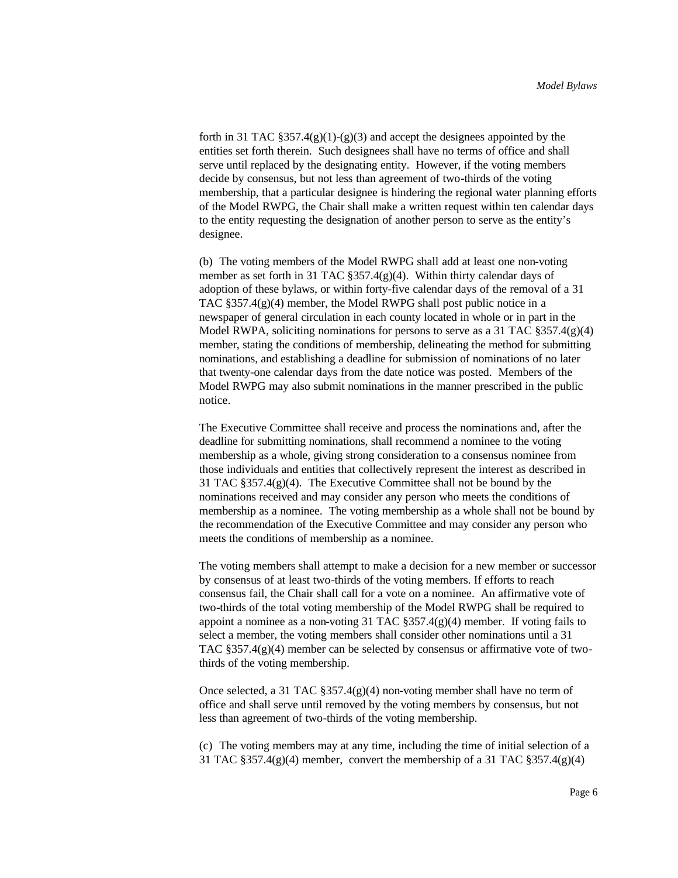forth in 31 TAC §357.4(g)(1)-(g)(3) and accept the designees appointed by the entities set forth therein. Such designees shall have no terms of office and shall serve until replaced by the designating entity. However, if the voting members decide by consensus, but not less than agreement of two-thirds of the voting membership, that a particular designee is hindering the regional water planning efforts of the Model RWPG, the Chair shall make a written request within ten calendar days to the entity requesting the designation of another person to serve as the entity's designee.

(b) The voting members of the Model RWPG shall add at least one non-voting member as set forth in 31 TAC §357.4(g)(4). Within thirty calendar days of adoption of these bylaws, or within forty-five calendar days of the removal of a 31 TAC §357.4(g)(4) member, the Model RWPG shall post public notice in a newspaper of general circulation in each county located in whole or in part in the Model RWPA, soliciting nominations for persons to serve as a 31 TAC §357.4(g)(4) member, stating the conditions of membership, delineating the method for submitting nominations, and establishing a deadline for submission of nominations of no later that twenty-one calendar days from the date notice was posted. Members of the Model RWPG may also submit nominations in the manner prescribed in the public notice.

The Executive Committee shall receive and process the nominations and, after the deadline for submitting nominations, shall recommend a nominee to the voting membership as a whole, giving strong consideration to a consensus nominee from those individuals and entities that collectively represent the interest as described in 31 TAC §357.4(g)(4). The Executive Committee shall not be bound by the nominations received and may consider any person who meets the conditions of membership as a nominee. The voting membership as a whole shall not be bound by the recommendation of the Executive Committee and may consider any person who meets the conditions of membership as a nominee.

The voting members shall attempt to make a decision for a new member or successor by consensus of at least two-thirds of the voting members. If efforts to reach consensus fail, the Chair shall call for a vote on a nominee. An affirmative vote of two-thirds of the total voting membership of the Model RWPG shall be required to appoint a nominee as a non-voting 31 TAC §357.4(g)(4) member. If voting fails to select a member, the voting members shall consider other nominations until a 31 TAC §357.4(g)(4) member can be selected by consensus or affirmative vote of two-thirds of the voting membership.

Once selected, a 31 TAC §357.4(g)(4) non-voting member shall have no term of office and shall serve until removed by the voting members by consensus, but not less than agreement of two-thirds of the voting membership.

(c) The voting members may at any time, including the time of initial selection of a 31 TAC §357.4(g)(4) member, convert the membership of a 31 TAC §357.4(g)(4)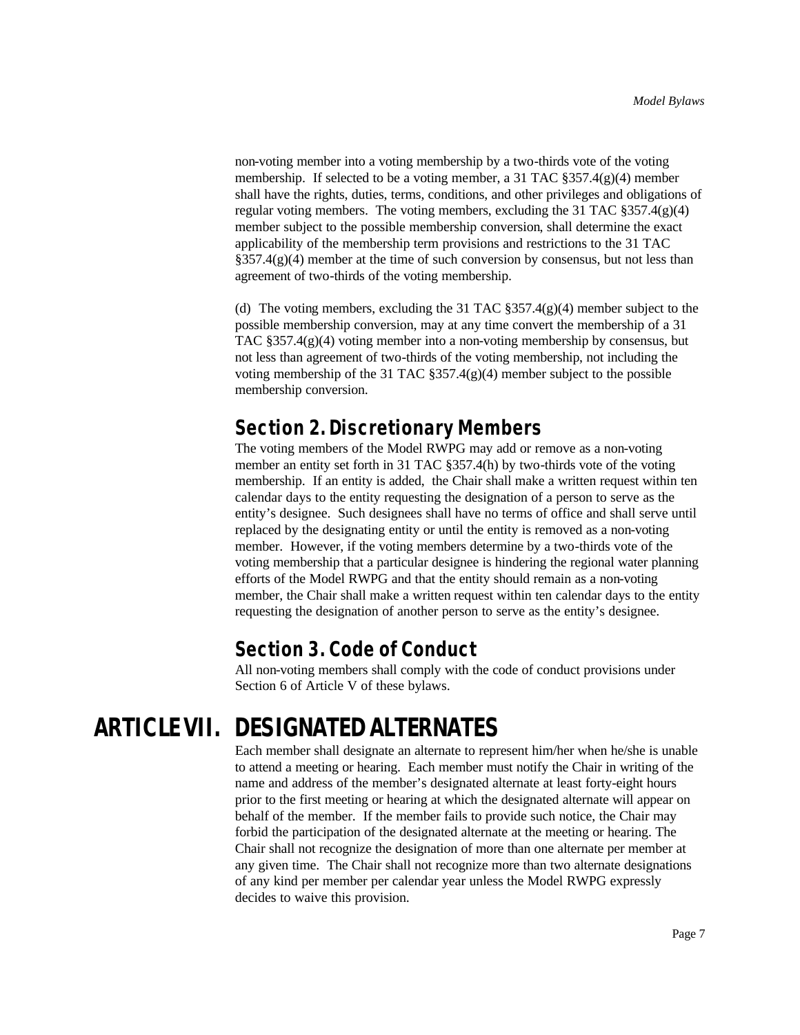non-voting member into a voting membership by a two-thirds vote of the voting membership. If selected to be a voting member, a 31 TAC §357.4(g)(4) member shall have the rights, duties, terms, conditions, and other privileges and obligations of regular voting members. The voting members, excluding the 31 TAC §357.4(g)(4) member subject to the possible membership conversion, shall determine the exact applicability of the membership term provisions and restrictions to the 31 TAC §357.4(g)(4) member at the time of such conversion by consensus, but not less than agreement of two-thirds of the voting membership.

(d) The voting members, excluding the 31 TAC §357.4(g)(4) member subject to the possible membership conversion, may at any time convert the membership of a 31 TAC §357.4(g)(4) voting member into a non-voting membership by consensus, but not less than agreement of two-thirds of the voting membership, not including the voting membership of the 31 TAC §357.4(g)(4) member subject to the possible membership conversion.

## Section 2. Discretionary Members

The voting members of the Model RWPG may add or remove as a non-voting member an entity set forth in 31 TAC §357.4(h) by two-thirds vote of the voting membership. If an entity is added, the Chair shall make a written request within ten calendar days to the entity requesting the designation of a person to serve as the entity's designee. Such designees shall have no terms of office and shall serve until replaced by the designating entity or until the entity is removed as a non-voting member. However, if the voting members determine by a two-thirds vote of the voting membership that a particular designee is hindering the regional water planning efforts of the Model RWPG and that the entity should remain as a non-voting member, the Chair shall make a written request within ten calendar days to the entity requesting the designation of another person to serve as the entity's designee.

## Section 3. Code of Conduct

All non-voting members shall comply with the code of conduct provisions under Section 6 of Article V of these bylaws.

# ARTICLE VII. DESIGNATED ALTERNATES

Each member shall designate an alternate to represent him/her when he/she is unable to attend a meeting or hearing. Each member must notify the Chair in writing of the name and address of the member's designated alternate at least forty-eight hours prior to the first meeting or hearing at which the designated alternate will appear on behalf of the member. If the member fails to provide such notice, the Chair may forbid the participation of the designated alternate at the meeting or hearing. The Chair shall not recognize the designation of more than one alternate per member at any given time. The Chair shall not recognize more than two alternate designations of any kind per member per calendar year unless the Model RWPG expressly decides to waive this provision.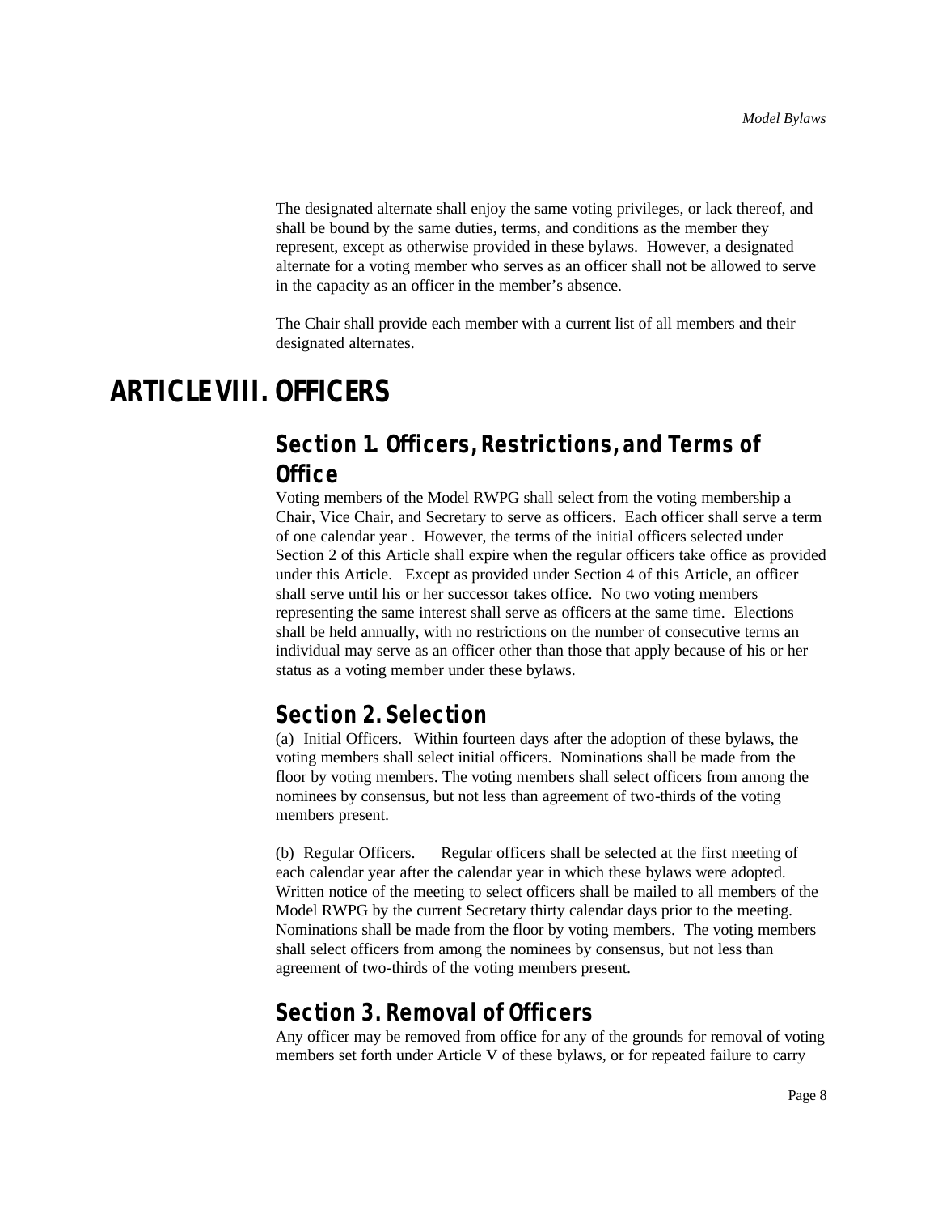The designated alternate shall enjoy the same voting privileges, or lack thereof, and shall be bound by the same duties, terms, and conditions as the member they represent, except as otherwise provided in these bylaws. However, a designated alternate for a voting member who serves as an officer shall not be allowed to serve in the capacity as an officer in the member's absence.

The Chair shall provide each member with a current list of all members and their designated alternates.

# ARTICLE VIII. OFFICERS

## Section 1. Officers, Restrictions, and Terms of Office

Voting members of the Model RWPG shall select from the voting membership a Chair, Vice Chair, and Secretary to serve as officers. Each officer shall serve a term of one calendar year . However, the terms of the initial officers selected under Section 2 of this Article shall expire when the regular officers take office as provided under this Article. Except as provided under Section 4 of this Article, an officer shall serve until his or her successor takes office. No two voting members representing the same interest shall serve as officers at the same time. Elections shall be held annually, with no restrictions on the number of consecutive terms an individual may serve as an officer other than those that apply because of his or her status as a voting member under these bylaws.

## Section 2. Selection

(a) Initial Officers. Within fourteen days after the adoption of these bylaws, the voting members shall select initial officers. Nominations shall be made from the floor by voting members. The voting members shall select officers from among the nominees by consensus, but not less than agreement of two-thirds of the voting members present.

(b) Regular Officers. Regular officers shall be selected at the first meeting of each calendar year after the calendar year in which these bylaws were adopted. Written notice of the meeting to select officers shall be mailed to all members of the Model RWPG by the current Secretary thirty calendar days prior to the meeting. Nominations shall be made from the floor by voting members. The voting members shall select officers from among the nominees by consensus, but not less than agreement of two-thirds of the voting members present.

## Section 3. Removal of Officers

Any officer may be removed from office for any of the grounds for removal of voting members set forth under Article V of these bylaws, or for repeated failure to carry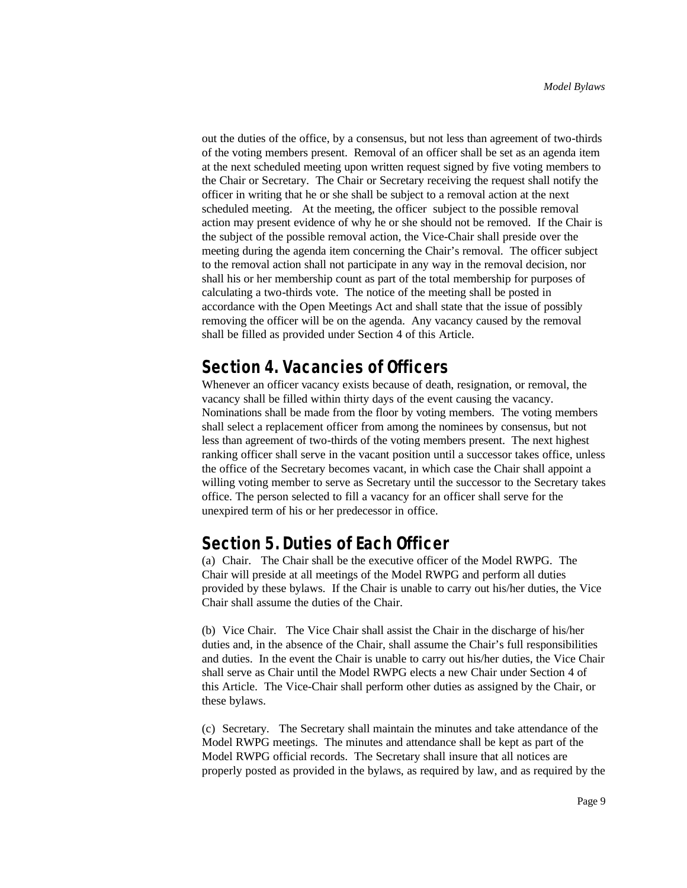out the duties of the office, by a consensus, but not less than agreement of two-thirds of the voting members present. Removal of an officer shall be set as an agenda item at the next scheduled meeting upon written request signed by five voting members to the Chair or Secretary. The Chair or Secretary receiving the request shall notify the officer in writing that he or she shall be subject to a removal action at the next scheduled meeting. At the meeting, the officer subject to the possible removal action may present evidence of why he or she should not be removed. If the Chair is the subject of the possible removal action, the Vice-Chair shall preside over the meeting during the agenda item concerning the Chair's removal. The officer subject to the removal action shall not participate in any way in the removal decision, nor shall his or her membership count as part of the total membership for purposes of calculating a two-thirds vote. The notice of the meeting shall be posted in accordance with the Open Meetings Act and shall state that the issue of possibly removing the officer will be on the agenda. Any vacancy caused by the removal shall be filled as provided under Section 4 of this Article.

## Section 4. Vacancies of Officers

Whenever an officer vacancy exists because of death, resignation, or removal, the vacancy shall be filled within thirty days of the event causing the vacancy. Nominations shall be made from the floor by voting members. The voting members shall select a replacement officer from among the nominees by consensus, but not less than agreement of two-thirds of the voting members present. The next highest ranking officer shall serve in the vacant position until a successor takes office, unless the office of the Secretary becomes vacant, in which case the Chair shall appoint a willing voting member to serve as Secretary until the successor to the Secretary takes office. The person selected to fill a vacancy for an officer shall serve for the unexpired term of his or her predecessor in office.

## Section 5. Duties of Each Officer

(a) Chair. The Chair shall be the executive officer of the Model RWPG. The Chair will preside at all meetings of the Model RWPG and perform all duties provided by these bylaws. If the Chair is unable to carry out his/her duties, the Vice Chair shall assume the duties of the Chair.

(b) Vice Chair. The Vice Chair shall assist the Chair in the discharge of his/her duties and, in the absence of the Chair, shall assume the Chair's full responsibilities and duties. In the event the Chair is unable to carry out his/her duties, the Vice Chair shall serve as Chair until the Model RWPG elects a new Chair under Section 4 of this Article. The Vice-Chair shall perform other duties as assigned by the Chair, or these bylaws.

(c) Secretary. The Secretary shall maintain the minutes and take attendance of the Model RWPG meetings. The minutes and attendance shall be kept as part of the Model RWPG official records. The Secretary shall insure that all notices are properly posted as provided in the bylaws, as required by law, and as required by the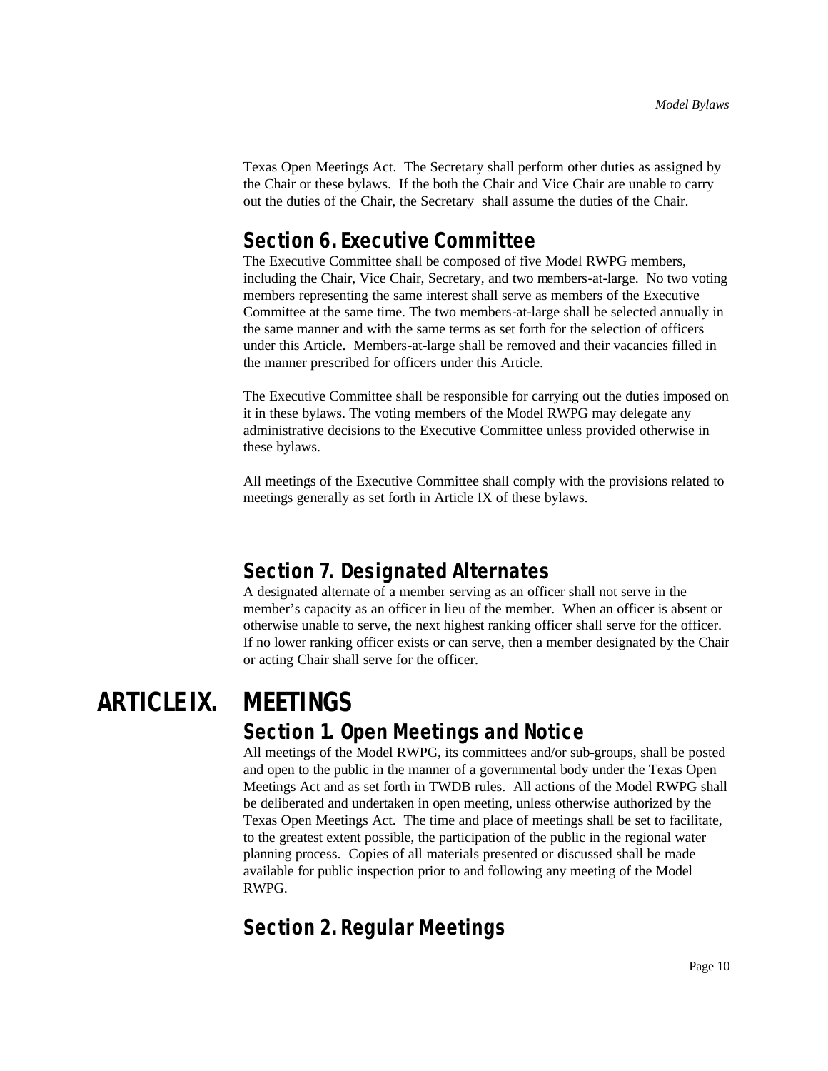Texas Open Meetings Act. The Secretary shall perform other duties as assigned by the Chair or these bylaws. If the both the Chair and Vice Chair are unable to carry out the duties of the Chair, the Secretary shall assume the duties of the Chair.

### Section 6. Executive Committee

The Executive Committee shall be composed of five Model RWPG members, including the Chair, Vice Chair, Secretary, and two members-at-large. No two voting members representing the same interest shall serve as members of the Executive Committee at the same time. The two members-at-large shall be selected annually in the same manner and with the same terms as set forth for the selection of officers under this Article. Members-at-large shall be removed and their vacancies filled in the manner prescribed for officers under this Article.

The Executive Committee shall be responsible for carrying out the duties imposed on it in these bylaws. The voting members of the Model RWPG may delegate any administrative decisions to the Executive Committee unless provided otherwise in these bylaws.

All meetings of the Executive Committee shall comply with the provisions related to meetings generally as set forth in Article IX of these bylaws.

### Section 7. Designated Alternates

A designated alternate of a member serving as an officer shall not serve in the member's capacity as an officer in lieu of the member. When an officer is absent or otherwise unable to serve, the next highest ranking officer shall serve for the officer. If no lower ranking officer exists or can serve, then a member designated by the Chair or acting Chair shall serve for the officer.

## ARTICLE IX. MEETINGS

### Section 1. Open Meetings and Notice

All meetings of the Model RWPG, its committees and/or sub-groups, shall be posted and open to the public in the manner of a governmental body under the Texas Open Meetings Act and as set forth in TWDB rules. All actions of the Model RWPG shall be deliberated and undertaken in open meeting, unless otherwise authorized by the Texas Open Meetings Act. The time and place of meetings shall be set to facilitate, to the greatest extent possible, the participation of the public in the regional water planning process. Copies of all materials presented or discussed shall be made available for public inspection prior to and following any meeting of the Model RWPG.

### Section 2. Regular Meetings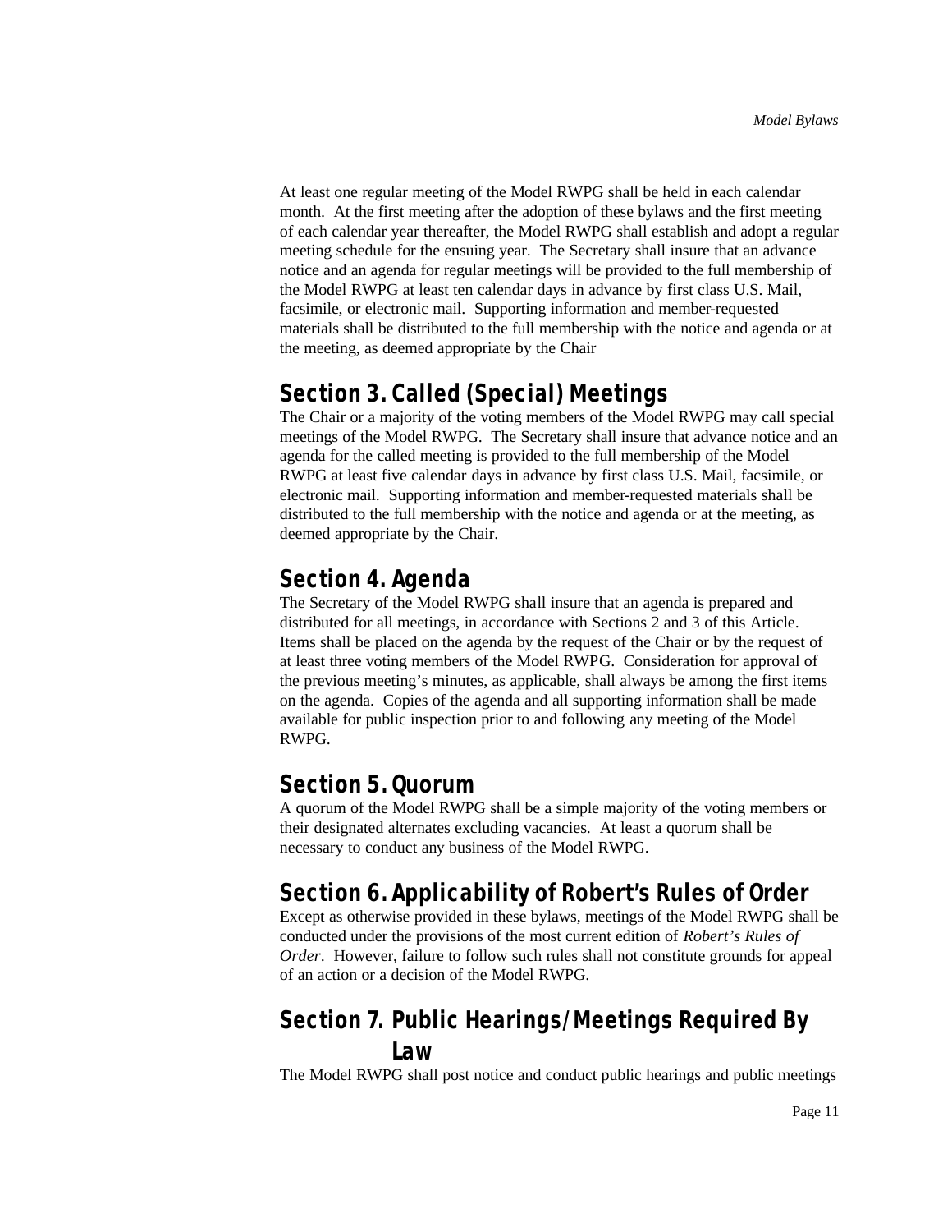At least one regular meeting of the Model RWPG shall be held in each calendar month. At the first meeting after the adoption of these bylaws and the first meeting of each calendar year thereafter, the Model RWPG shall establish and adopt a regular meeting schedule for the ensuing year. The Secretary shall insure that an advance notice and an agenda for regular meetings will be provided to the full membership of the Model RWPG at least ten calendar days in advance by first class U.S. Mail, facsimile, or electronic mail. Supporting information and member-requested materials shall be distributed to the full membership with the notice and agenda or at the meeting, as deemed appropriate by the Chair

## Section 3. Called (Special) Meetings

The Chair or a majority of the voting members of the Model RWPG may call special meetings of the Model RWPG. The Secretary shall insure that advance notice and an agenda for the called meeting is provided to the full membership of the Model RWPG at least five calendar days in advance by first class U.S. Mail, facsimile, or electronic mail. Supporting information and member-requested materials shall be distributed to the full membership with the notice and agenda or at the meeting, as deemed appropriate by the Chair.

## Section 4. Agenda

The Secretary of the Model RWPG shall insure that an agenda is prepared and distributed for all meetings, in accordance with Sections 2 and 3 of this Article. Items shall be placed on the agenda by the request of the Chair or by the request of at least three voting members of the Model RWPG. Consideration for approval of the previous meeting's minutes, as applicable, shall always be among the first items on the agenda. Copies of the agenda and all supporting information shall be made available for public inspection prior to and following any meeting of the Model RWPG.

## Section 5. Quorum

A quorum of the Model RWPG shall be a simple majority of the voting members or their designated alternates excluding vacancies. At least a quorum shall be necessary to conduct any business of the Model RWPG.

## Section 6. Applicability of Robert's Rules of Order

Except as otherwise provided in these bylaws, meetings of the Model RWPG shall be conducted under the provisions of the most current edition of *Robert's Rules of Order*. However, failure to follow such rules shall not constitute grounds for appeal of an action or a decision of the Model RWPG.

## Section 7. Public Hearings/Meetings Required By Law

The Model RWPG shall post notice and conduct public hearings and public meetings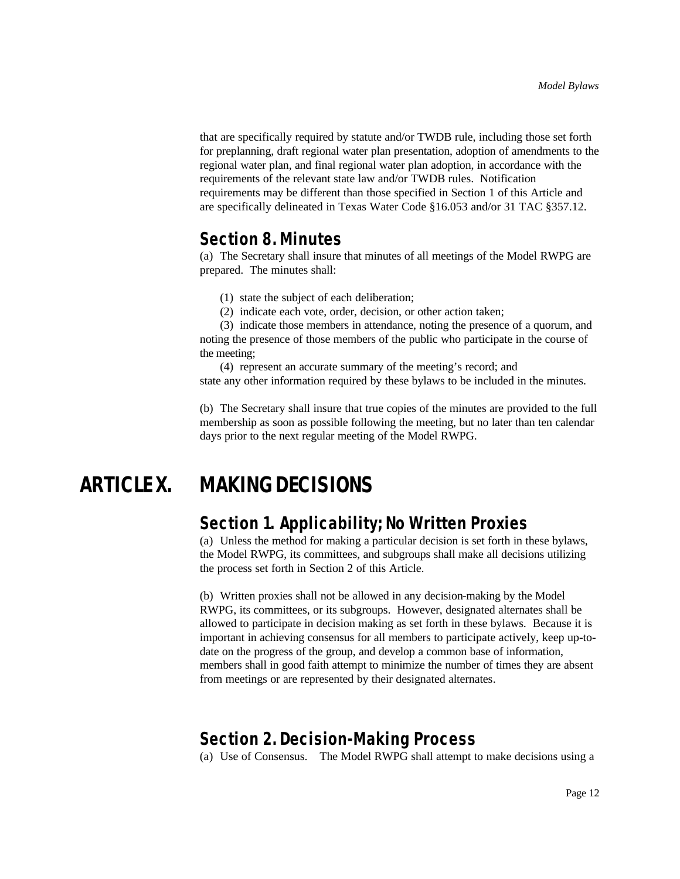that are specifically required by statute and/or TWDB rule, including those set forth for preplanning, draft regional water plan presentation, adoption of amendments to the regional water plan, and final regional water plan adoption, in accordance with the requirements of the relevant state law and/or TWDB rules. Notification requirements may be different than those specified in Section 1 of this Article and are specifically delineated in Texas Water Code §16.053 and/or 31 TAC §357.12.

## Section 8. Minutes

(a) The Secretary shall insure that minutes of all meetings of the Model RWPG are prepared. The minutes shall:

(1) state the subject of each deliberation;

(2) indicate each vote, order, decision, or other action taken;

(3) indicate those members in attendance, noting the presence of a quorum, and noting the presence of those members of the public who participate in the course of the meeting;

(4) represent an accurate summary of the meeting's record; and
state any other information required by these bylaws to be included in the minutes.

(b) The Secretary shall insure that true copies of the minutes are provided to the full membership as soon as possible following the meeting, but no later than ten calendar days prior to the next regular meeting of the Model RWPG.

# ARTICLE X. MAKING DECISIONS

## Section 1. Applicability; No Written Proxies

(a) Unless the method for making a particular decision is set forth in these bylaws, the Model RWPG, its committees, and subgroups shall make all decisions utilizing the process set forth in Section 2 of this Article.

(b) Written proxies shall not be allowed in any decision-making by the Model RWPG, its committees, or its subgroups. However, designated alternates shall be allowed to participate in decision making as set forth in these bylaws. Because it is important in achieving consensus for all members to participate actively, keep up-to-date on the progress of the group, and develop a common base of information, members shall in good faith attempt to minimize the number of times they are absent from meetings or are represented by their designated alternates.

## Section 2. Decision-Making Process

(a) Use of Consensus. The Model RWPG shall attempt to make decisions using a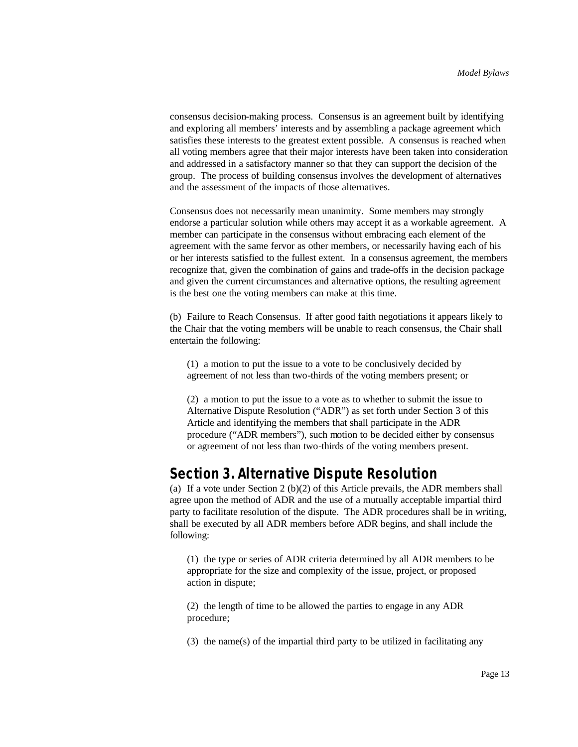consensus decision-making process. Consensus is an agreement built by identifying and exploring all members' interests and by assembling a package agreement which satisfies these interests to the greatest extent possible. A consensus is reached when all voting members agree that their major interests have been taken into consideration and addressed in a satisfactory manner so that they can support the decision of the group. The process of building consensus involves the development of alternatives and the assessment of the impacts of those alternatives.

Consensus does not necessarily mean unanimity. Some members may strongly endorse a particular solution while others may accept it as a workable agreement. A member can participate in the consensus without embracing each element of the agreement with the same fervor as other members, or necessarily having each of his or her interests satisfied to the fullest extent. In a consensus agreement, the members recognize that, given the combination of gains and trade-offs in the decision package and given the current circumstances and alternative options, the resulting agreement is the best one the voting members can make at this time.

(b) Failure to Reach Consensus. If after good faith negotiations it appears likely to the Chair that the voting members will be unable to reach consensus, the Chair shall entertain the following:

(1) a motion to put the issue to a vote to be conclusively decided by agreement of not less than two-thirds of the voting members present; or

(2) a motion to put the issue to a vote as to whether to submit the issue to Alternative Dispute Resolution ("ADR") as set forth under Section 3 of this Article and identifying the members that shall participate in the ADR procedure ("ADR members"), such motion to be decided either by consensus or agreement of not less than two-thirds of the voting members present.

## Section 3. Alternative Dispute Resolution

(a) If a vote under Section 2 (b)(2) of this Article prevails, the ADR members shall agree upon the method of ADR and the use of a mutually acceptable impartial third party to facilitate resolution of the dispute. The ADR procedures shall be in writing, shall be executed by all ADR members before ADR begins, and shall include the following:

(1) the type or series of ADR criteria determined by all ADR members to be appropriate for the size and complexity of the issue, project, or proposed action in dispute;

(2) the length of time to be allowed the parties to engage in any ADR procedure;

(3) the name(s) of the impartial third party to be utilized in facilitating any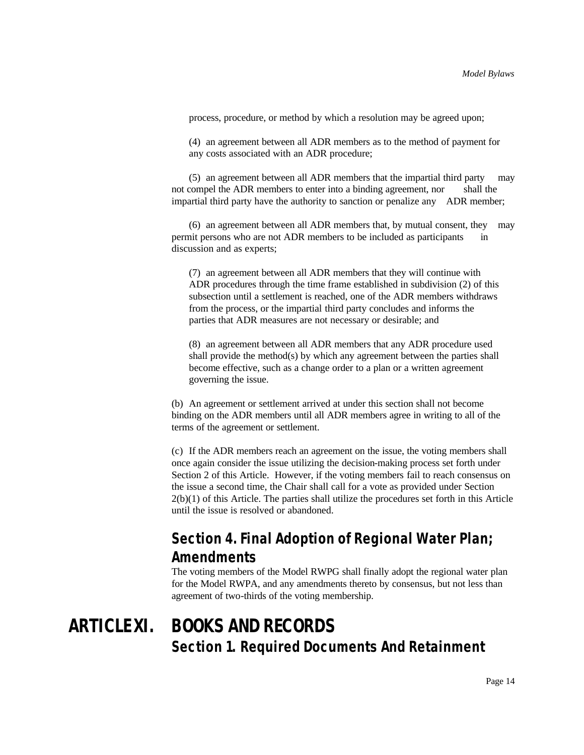process, procedure, or method by which a resolution may be agreed upon;

(4) an agreement between all ADR members as to the method of payment for any costs associated with an ADR procedure;

(5) an agreement between all ADR members that the impartial third party may not compel the ADR members to enter into a binding agreement, nor shall the impartial third party have the authority to sanction or penalize any ADR member;

(6) an agreement between all ADR members that, by mutual consent, they may permit persons who are not ADR members to be included as participants in discussion and as experts;

(7) an agreement between all ADR members that they will continue with ADR procedures through the time frame established in subdivision (2) of this subsection until a settlement is reached, one of the ADR members withdraws from the process, or the impartial third party concludes and informs the parties that ADR measures are not necessary or desirable; and

(8) an agreement between all ADR members that any ADR procedure used shall provide the method(s) by which any agreement between the parties shall become effective, such as a change order to a plan or a written agreement governing the issue.

(b) An agreement or settlement arrived at under this section shall not become binding on the ADR members until all ADR members agree in writing to all of the terms of the agreement or settlement.

(c) If the ADR members reach an agreement on the issue, the voting members shall once again consider the issue utilizing the decision-making process set forth under Section 2 of this Article. However, if the voting members fail to reach consensus on the issue a second time, the Chair shall call for a vote as provided under Section 2(b)(1) of this Article. The parties shall utilize the procedures set forth in this Article until the issue is resolved or abandoned.

### Section 4. Final Adoption of Regional Water Plan; Amendments

The voting members of the Model RWPG shall finally adopt the regional water plan for the Model RWPA, and any amendments thereto by consensus, but not less than agreement of two-thirds of the voting membership.

## ARTICLE XI. BOOKS AND RECORDS

### Section 1. Required Documents And Retainment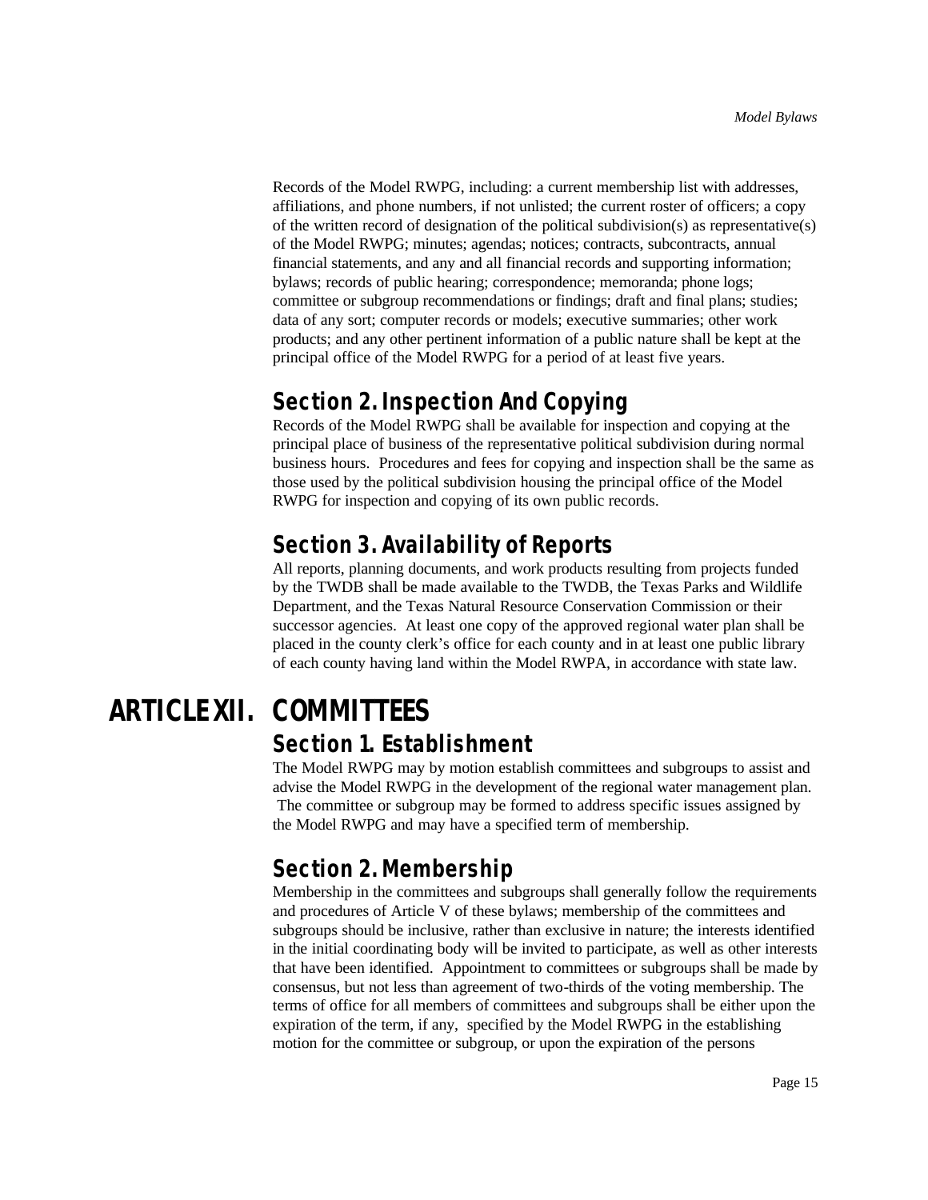Records of the Model RWPG, including: a current membership list with addresses, affiliations, and phone numbers, if not unlisted; the current roster of officers; a copy of the written record of designation of the political subdivision(s) as representative(s) of the Model RWPG; minutes; agendas; notices; contracts, subcontracts, annual financial statements, and any and all financial records and supporting information; bylaws; records of public hearing; correspondence; memoranda; phone logs; committee or subgroup recommendations or findings; draft and final plans; studies; data of any sort; computer records or models; executive summaries; other work products; and any other pertinent information of a public nature shall be kept at the principal office of the Model RWPG for a period of at least five years.

### Section 2. Inspection And Copying

Records of the Model RWPG shall be available for inspection and copying at the principal place of business of the representative political subdivision during normal business hours. Procedures and fees for copying and inspection shall be the same as those used by the political subdivision housing the principal office of the Model RWPG for inspection and copying of its own public records.

### Section 3. Availability of Reports

All reports, planning documents, and work products resulting from projects funded by the TWDB shall be made available to the TWDB, the Texas Parks and Wildlife Department, and the Texas Natural Resource Conservation Commission or their successor agencies. At least one copy of the approved regional water plan shall be placed in the county clerk's office for each county and in at least one public library of each county having land within the Model RWPA, in accordance with state law.

## ARTICLE XII. COMMITTEES

### Section 1. Establishment

The Model RWPG may by motion establish committees and subgroups to assist and advise the Model RWPG in the development of the regional water management plan. The committee or subgroup may be formed to address specific issues assigned by the Model RWPG and may have a specified term of membership.

### Section 2. Membership

Membership in the committees and subgroups shall generally follow the requirements and procedures of Article V of these bylaws; membership of the committees and subgroups should be inclusive, rather than exclusive in nature; the interests identified in the initial coordinating body will be invited to participate, as well as other interests that have been identified. Appointment to committees or subgroups shall be made by consensus, but not less than agreement of two-thirds of the voting membership. The terms of office for all members of committees and subgroups shall be either upon the expiration of the term, if any, specified by the Model RWPG in the establishing motion for the committee or subgroup, or upon the expiration of the persons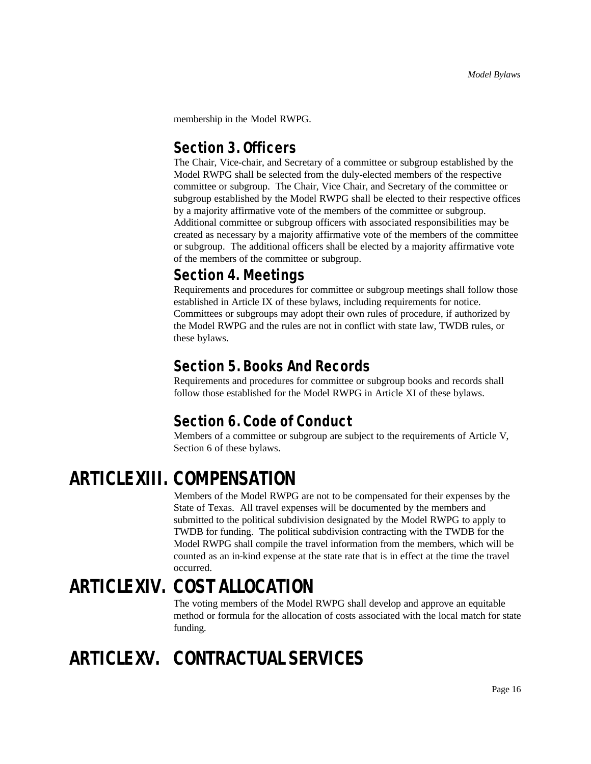membership in the Model RWPG.

### Section 3. Officers

The Chair, Vice-chair, and Secretary of a committee or subgroup established by the Model RWPG shall be selected from the duly-elected members of the respective committee or subgroup. The Chair, Vice Chair, and Secretary of the committee or subgroup established by the Model RWPG shall be elected to their respective offices by a majority affirmative vote of the members of the committee or subgroup. Additional committee or subgroup officers with associated responsibilities may be created as necessary by a majority affirmative vote of the members of the committee or subgroup. The additional officers shall be elected by a majority affirmative vote of the members of the committee or subgroup.

### Section 4. Meetings

Requirements and procedures for committee or subgroup meetings shall follow those established in Article IX of these bylaws, including requirements for notice. Committees or subgroups may adopt their own rules of procedure, if authorized by the Model RWPG and the rules are not in conflict with state law, TWDB rules, or these bylaws.

### Section 5. Books And Records

Requirements and procedures for committee or subgroup books and records shall follow those established for the Model RWPG in Article XI of these bylaws.

### Section 6. Code of Conduct

Members of a committee or subgroup are subject to the requirements of Article V, Section 6 of these bylaws.

## ARTICLE XIII. COMPENSATION

Members of the Model RWPG are not to be compensated for their expenses by the State of Texas. All travel expenses will be documented by the members and submitted to the political subdivision designated by the Model RWPG to apply to TWDB for funding. The political subdivision contracting with the TWDB for the Model RWPG shall compile the travel information from the members, which will be counted as an in-kind expense at the state rate that is in effect at the time the travel occurred.

## ARTICLE XIV. COST ALLOCATION

The voting members of the Model RWPG shall develop and approve an equitable method or formula for the allocation of costs associated with the local match for state funding.

## ARTICLE XV. CONTRACTUAL SERVICES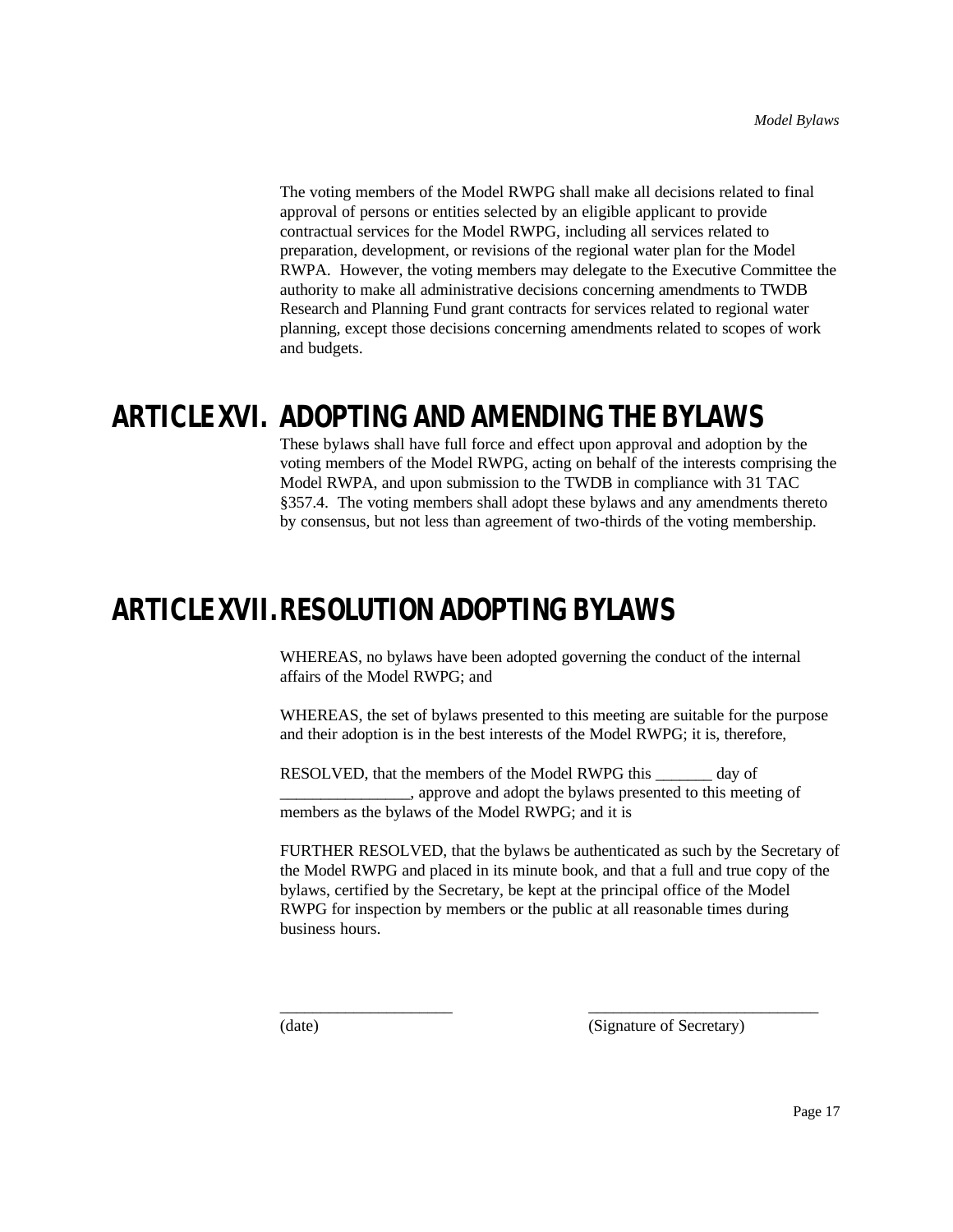The voting members of the Model RWPG shall make all decisions related to final approval of persons or entities selected by an eligible applicant to provide contractual services for the Model RWPG, including all services related to preparation, development, or revisions of the regional water plan for the Model RWPA. However, the voting members may delegate to the Executive Committee the authority to make all administrative decisions concerning amendments to TWDB Research and Planning Fund grant contracts for services related to regional water planning, except those decisions concerning amendments related to scopes of work and budgets.

# ARTICLE XVI. ADOPTING AND AMENDING THE BYLAWS

These bylaws shall have full force and effect upon approval and adoption by the voting members of the Model RWPG, acting on behalf of the interests comprising the Model RWPA, and upon submission to the TWDB in compliance with 31 TAC §357.4. The voting members shall adopt these bylaws and any amendments thereto by consensus, but not less than agreement of two-thirds of the voting membership.

# ARTICLE XVII. RESOLUTION ADOPTING BYLAWS

WHEREAS, no bylaws have been adopted governing the conduct of the internal affairs of the Model RWPG; and

WHEREAS, the set of bylaws presented to this meeting are suitable for the purpose and their adoption is in the best interests of the Model RWPG; it is, therefore,

RESOLVED, that the members of the Model RWPG this _______ day of ________________, approve and adopt the bylaws presented to this meeting of members as the bylaws of the Model RWPG; and it is

FURTHER RESOLVED, that the bylaws be authenticated as such by the Secretary of the Model RWPG and placed in its minute book, and that a full and true copy of the bylaws, certified by the Secretary, be kept at the principal office of the Model RWPG for inspection by members or the public at all reasonable times during business hours.

_____________________ (date)

_____________________________ (Signature of Secretary)